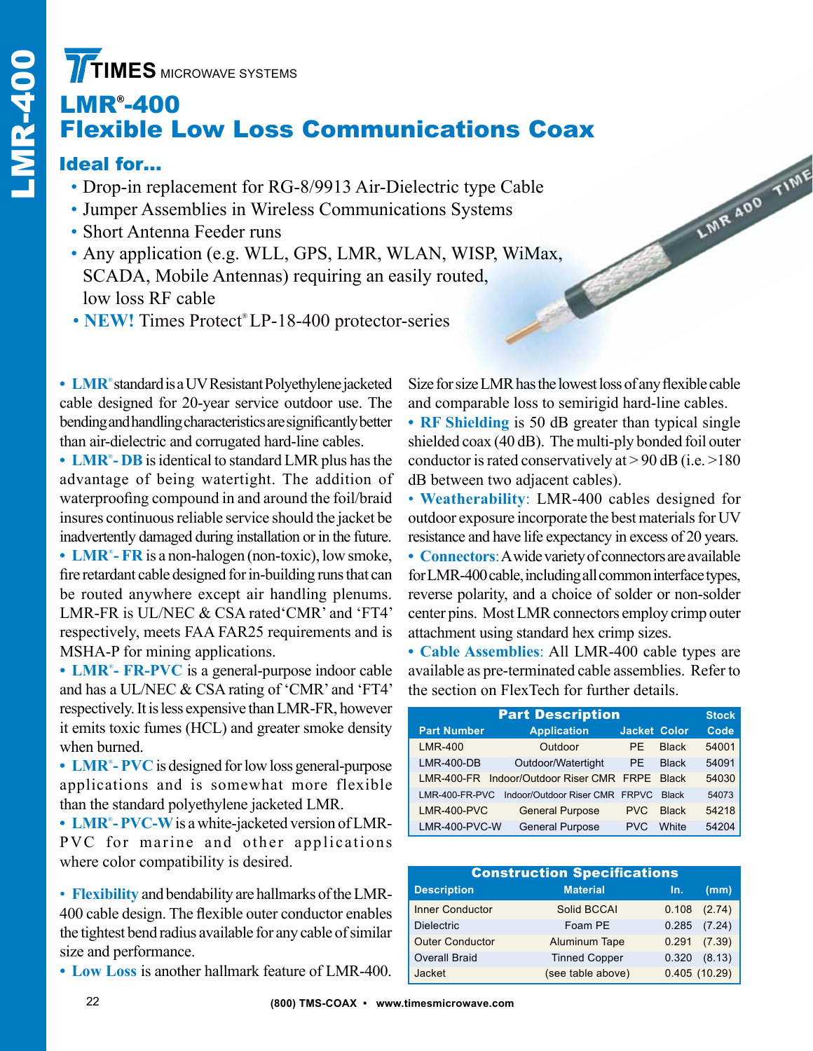TIMES MICROWAVE SYSTEMS

# LMR®-400
# Flexible Low Loss Communications Coax

## Ideal for...

- Drop-in replacement for RG-8/9913 Air-Dielectric type Cable
- Jumper Assemblies in Wireless Communications Systems
- Short Antenna Feeder runs
- Any application (e.g. WLL, GPS, LMR, WLAN, WISP, WiMax, SCADA, Mobile Antennas) requiring an easily routed, low loss RF cable
- **NEW!** Times Protect® LP-18-400 protector-series

- **LMR®** standard is a UV Resistant Polyethylene jacketed cable designed for 20-year service outdoor use. The bending and handling characteristics are significantly better than air-dielectric and corrugated hard-line cables.
- **LMR®- DB** is identical to standard LMR plus has the advantage of being watertight. The addition of waterproofing compound in and around the foil/braid insures continuous reliable service should the jacket be inadvertently damaged during installation or in the future.
- **LMR®- FR** is a non-halogen (non-toxic), low smoke, fire retardant cable designed for in-building runs that can be routed anywhere except air handling plenums. LMR-FR is UL/NEC & CSA rated 'CMR' and 'FT4' respectively, meets FAA FAR25 requirements and is MSHA-P for mining applications.
- **LMR®- FR-PVC** is a general-purpose indoor cable and has a UL/NEC & CSA rating of 'CMR' and 'FT4' respectively. It is less expensive than LMR-FR, however it emits toxic fumes (HCL) and greater smoke density when burned.
- **LMR®- PVC** is designed for low loss general-purpose applications and is somewhat more flexible than the standard polyethylene jacketed LMR.
- **LMR®- PVC-W** is a white-jacketed version of LMR-PVC for marine and other applications where color compatibility is desired.

- **Flexibility** and bendability are hallmarks of the LMR-400 cable design. The flexible outer conductor enables the tightest bend radius available for any cable of similar size and performance.
- **Low Loss** is another hallmark feature of LMR-400. Size for size LMR has the lowest loss of any flexible cable and comparable loss to semirigid hard-line cables.
- **RF Shielding** is 50 dB greater than typical single shielded coax (40 dB). The multi-ply bonded foil outer conductor is rated conservatively at > 90 dB (i.e. >180 dB between two adjacent cables).
- **Weatherability**: LMR-400 cables designed for outdoor exposure incorporate the best materials for UV resistance and have life expectancy in excess of 20 years.
- **Connectors**: A wide variety of connectors are available for LMR-400 cable, including all common interface types, reverse polarity, and a choice of solder or non-solder center pins. Most LMR connectors employ crimp outer attachment using standard hex crimp sizes.
- **Cable Assemblies**: All LMR-400 cable types are available as pre-terminated cable assemblies. Refer to the section on FlexTech for further details.

| Part Description | | | | Stock |
|---|---|---|---|---|
| Part Number | Application | Jacket | Color | Code |
| LMR-400 | Outdoor | PE | Black | 54001 |
| LMR-400-DB | Outdoor/Watertight | PE | Black | 54091 |
| LMR-400-FR | Indoor/Outdoor Riser CMR | FRPE | Black | 54030 |
| LMR-400-FR-PVC | Indoor/Outdoor Riser CMR | FRPVC | Black | 54073 |
| LMR-400-PVC | General Purpose | PVC | Black | 54218 |
| LMR-400-PVC-W | General Purpose | PVC | White | 54204 |

| Construction Specifications | | | |
|---|---|---|---|
| Description | Material | In. | (mm) |
| Inner Conductor | Solid BCCAI | 0.108 | (2.74) |
| Dielectric | Foam PE | 0.285 | (7.24) |
| Outer Conductor | Aluminum Tape | 0.291 | (7.39) |
| Overall Braid | Tinned Copper | 0.320 | (8.13) |
| Jacket | (see table above) | 0.405 | (10.29) |

(800) TMS-COAX • www.timesmicrowave.com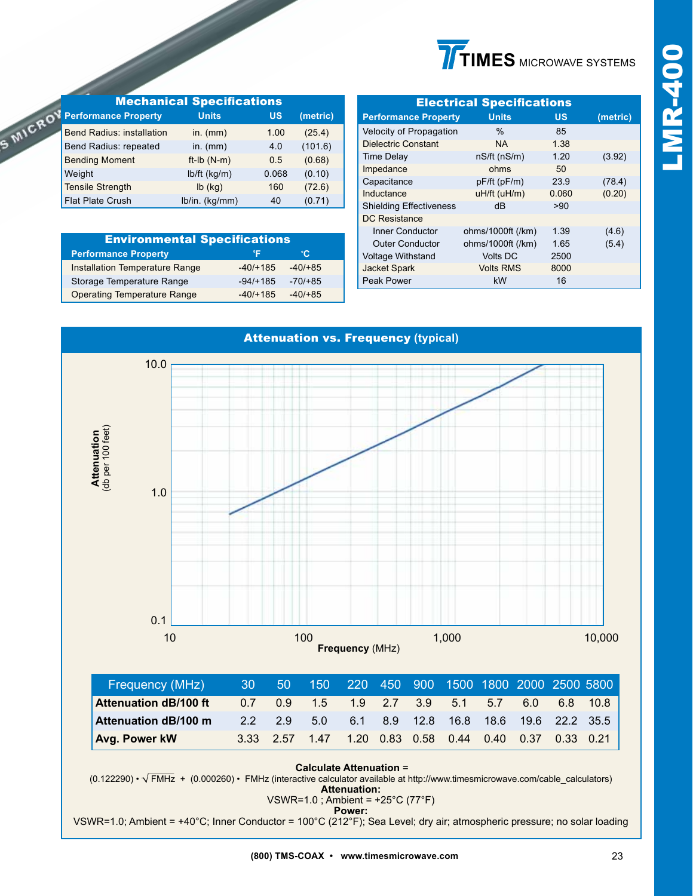TIMES MICROWAVE SYSTEMS

# LMR-400

## Mechanical Specifications

| Performance Property | Units | US | (metric) |
|---|---|---|---|
| Bend Radius: installation | in. (mm) | 1.00 | (25.4) |
| Bend Radius: repeated | in. (mm) | 4.0 | (101.6) |
| Bending Moment | ft-lb (N-m) | 0.5 | (0.68) |
| Weight | lb/ft (kg/m) | 0.068 | (0.10) |
| Tensile Strength | lb (kg) | 160 | (72.6) |
| Flat Plate Crush | lb/in. (kg/mm) | 40 | (0.71) |

## Environmental Specifications

| Performance Property | °F | °C |
|---|---|---|
| Installation Temperature Range | -40/+185 | -40/+85 |
| Storage Temperature Range | -94/+185 | -70/+85 |
| Operating Temperature Range | -40/+185 | -40/+85 |

## Electrical Specifications

| Performance Property | Units | US | (metric) |
|---|---|---|---|
| Velocity of Propagation | % | 85 | |
| Dielectric Constant | NA | 1.38 | |
| Time Delay | nS/ft (nS/m) | 1.20 | (3.92) |
| Impedance | ohms | 50 | |
| Capacitance | pF/ft (pF/m) | 23.9 | (78.4) |
| Inductance | uH/ft (uH/m) | 0.060 | (0.20) |
| Shielding Effectiveness | dB | >90 | |
| DC Resistance | | | |
| Inner Conductor | ohms/1000ft (/km) | 1.39 | (4.6) |
| Outer Conductor | ohms/1000ft (/km) | 1.65 | (5.4) |
| Voltage Withstand | Volts DC | 2500 | |
| Jacket Spark | Volts RMS | 8000 | |
| Peak Power | kW | 16 | |

## Attenuation vs. Frequency (typical)

Attenuation (db per 100 feet)

10.0

1.0

0.1

10

100

1,000

10,000

**Frequency** (MHz)

| Frequency (MHz) | 30 | 50 | 150 | 220 | 450 | 900 | 1500 | 1800 | 2000 | 2500 | 5800 |
|---|---|---|---|---|---|---|---|---|---|---|---|
| **Attenuation dB/100 ft** | 0.7 | 0.9 | 1.5 | 1.9 | 2.7 | 3.9 | 5.1 | 5.7 | 6.0 | 6.8 | 10.8 |
| **Attenuation dB/100 m** | 2.2 | 2.9 | 5.0 | 6.1 | 8.9 | 12.8 | 16.8 | 18.6 | 19.6 | 22.2 | 35.5 |
| **Avg. Power kW** | 3.33 | 2.57 | 1.47 | 1.20 | 0.83 | 0.58 | 0.44 | 0.40 | 0.37 | 0.33 | 0.21 |

**Calculate Attenuation** =

(0.122290) • $\sqrt{\text{FMHz}}$ + (0.000260) • FMHz (interactive calculator available at http://www.timesmicrowave.com/cable_calculators)

**Attenuation:**

VSWR=1.0 ; Ambient = +25°C (77°F)

**Power:**

VSWR=1.0; Ambient = +40°C; Inner Conductor = 100°C (212°F); Sea Level; dry air; atmospheric pressure; no solar loading

(800) TMS-COAX • www.timesmicrowave.com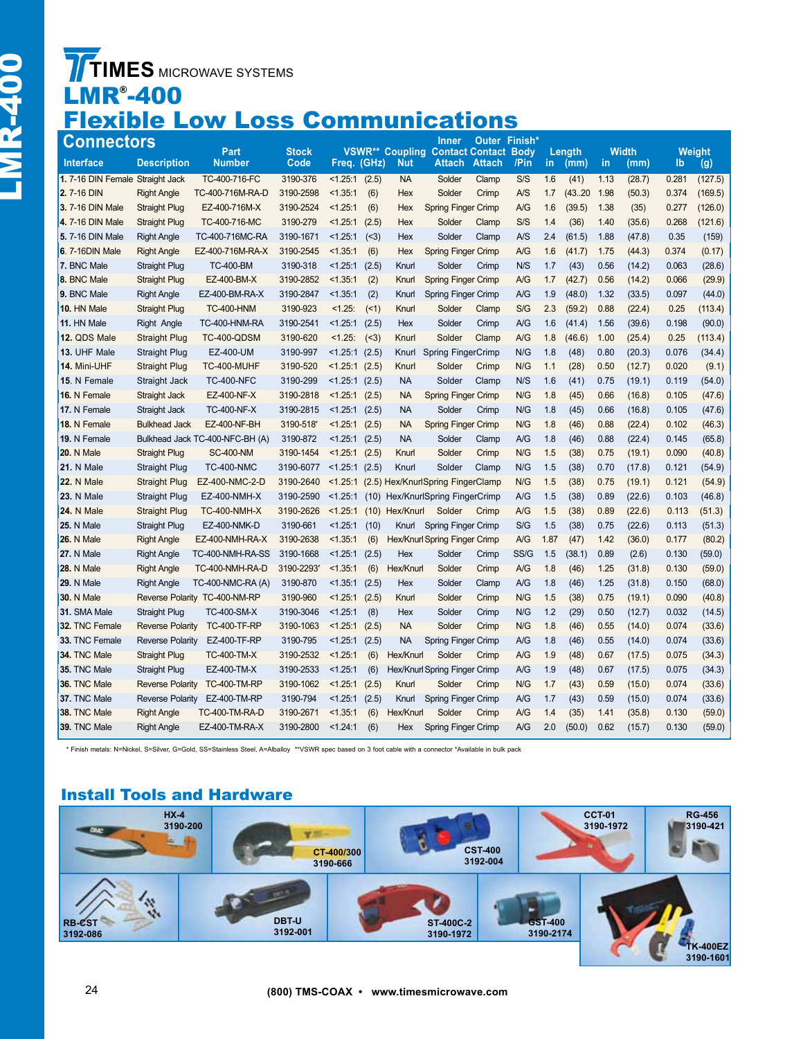# TIMES MICROWAVE SYSTEMS

# LMR®-400

# Flexible Low Loss Communications

## Connectors

| Interface | Description | Part Number | Stock Code | VSWR** Freq. (GHz) | | Coupling Nut | Inner Contact Attach | Outer Contact Attach | Finish* Body /Pin | Length in | (mm) | Width in | (mm) | Weight lb | (g) |
|---|---|---|---|---|---|---|---|---|---|---|---|---|---|---|---|
| 1. 7-16 DIN Female | Straight Jack | TC-400-716-FC | 3190-376 | <1.25:1 | (2.5) | NA | Solder | Clamp | S/S | 1.6 | (41) | 1.13 | (28.7) | 0.281 | (127.5) |
| 2. 7-16 DIN | Right Angle | TC-400-716M-RA-D | 3190-2598 | <1.35:1 | (6) | Hex | Solder | Crimp | A/S | 1.7 | (43..20 | 1.98 | (50.3) | 0.374 | (169.5) |
| 3. 7-16 DIN Male | Straight Plug | EZ-400-716M-X | 3190-2524 | <1.25:1 | (6) | Hex | Spring Finger | Crimp | A/G | 1.6 | (39.5) | 1.38 | (35) | 0.277 | (126.0) |
| 4. 7-16 DIN Male | Straight Plug | TC-400-716-MC | 3190-279 | <1.25:1 | (2.5) | Hex | Solder | Clamp | S/S | 1.4 | (36) | 1.40 | (35.6) | 0.268 | (121.6) |
| 5. 7-16 DIN Male | Right Angle | TC-400-716MC-RA | 3190-1671 | <1.25:1 | (<3) | Hex | Solder | Clamp | A/S | 2.4 | (61.5) | 1.88 | (47.8) | 0.35 | (159) |
| 6. 7-16DIN Male | Right Angle | EZ-400-716M-RA-X | 3190-2545 | <1.35:1 | (6) | Hex | Spring Finger | Crimp | A/G | 1.6 | (41.7) | 1.75 | (44.3) | 0.374 | (0.17) |
| 7. BNC Male | Straight Plug | TC-400-BM | 3190-318 | <1.25:1 | (2.5) | Knurl | Solder | Crimp | N/S | 1.7 | (43) | 0.56 | (14.2) | 0.063 | (28.6) |
| 8. BNC Male | Straight Plug | EZ-400-BM-X | 3190-2852 | <1.35:1 | (2) | Knurl | Spring Finger | Crimp | A/G | 1.7 | (42.7) | 0.56 | (14.2) | 0.066 | (29.9) |
| 9. BNC Male | Right Angle | EZ-400-BM-RA-X | 3190-2847 | <1.35:1 | (2) | Knurl | Spring Finger | Crimp | A/G | 1.9 | (48.0) | 1.32 | (33.5) | 0.097 | (44.0) |
| 10. HN Male | Straight Plug | TC-400-HNM | 3190-923 | <1.25: | (<1) | Knurl | Solder | Clamp | S/G | 2.3 | (59.2) | 0.88 | (22.4) | 0.25 | (113.4) |
| 11. HN Male | Right Angle | TC-400-HNM-RA | 3190-2541 | <1.25:1 | (2.5) | Hex | Solder | Crimp | A/G | 1.6 | (41.4) | 1.56 | (39.6) | 0.198 | (90.0) |
| 12. QDS Male | Straight Plug | TC-400-QDSM | 3190-620 | <1.25: | (<3) | Knurl | Solder | Clamp | A/G | 1.8 | (46.6) | 1.00 | (25.4) | 0.25 | (113.4) |
| 13. UHF Male | Straight Plug | EZ-400-UM | 3190-997 | <1.35:1 | (2.5) | Knurl | Spring Finger | Crimp | N/G | 1.8 | (48) | 0.80 | (20.3) | 0.076 | (34.4) |
| 14. Mini-UHF | Straight Plug | TC-400-MUHF | 3190-520 | <1.25:1 | (2.5) | Knurl | Solder | Crimp | N/G | 1.1 | (28) | 0.50 | (12.7) | 0.020 | (9.1) |
| 15. N Female | Straight Jack | TC-400-NFC | 3190-299 | <1.25:1 | (2.5) | NA | Solder | Clamp | N/S | 1.6 | (41) | 0.75 | (19.1) | 0.119 | (54.0) |
| 16. N Female | Straight Jack | EZ-400-NF-X | 3190-2818 | <1.25:1 | (2.5) | NA | Spring Finger | Crimp | N/G | 1.8 | (45) | 0.66 | (16.8) | 0.105 | (47.6) |
| 17. N Female | Straight Jack | TC-400-NF-X | 3190-2815 | <1.25:1 | (2.5) | NA | Solder | Crimp | N/G | 1.8 | (45) | 0.66 | (16.8) | 0.105 | (47.6) |
| 18. N Female | Bulkhead Jack | EZ-400-NF-BH | 3190-518* | <1.25:1 | (2.5) | NA | Spring Finger | Crimp | N/G | 1.8 | (46) | 0.88 | (22.4) | 0.102 | (46.3) |
| 19. N Female | Bulkhead Jack | TC-400-NFC-BH (A) | 3190-872 | <1.25:1 | (2.5) | NA | Solder | Clamp | A/G | 1.8 | (46) | 0.88 | (22.4) | 0.145 | (65.8) |
| 20. N Male | Straight Plug | SC-400-NM | 3190-1454 | <1.25:1 | (2.5) | Knurl | Solder | Crimp | N/G | 1.5 | (38) | 0.75 | (19.1) | 0.090 | (40.8) |
| 21. N Male | Straight Plug | TC-400-NMC | 3190-6077 | <1.25:1 | (2.5) | Knurl | Solder | Clamp | N/G | 1.5 | (38) | 0.70 | (17.8) | 0.121 | (54.9) |
| 22. N Male | Straight Plug | EZ-400-NMC-2-D | 3190-2640 | <1.25:1 | (2.5) | Hex/Knurl | Spring Finger | Clamp | N/G | 1.5 | (38) | 0.75 | (19.1) | 0.121 | (54.9) |
| 23. N Male | Straight Plug | EZ-400-NMH-X | 3190-2590 | <1.25:1 | (10) | Hex/Knurl | Spring Finger | Crimp | A/G | 1.5 | (38) | 0.89 | (22.6) | 0.103 | (46.8) |
| 24. N Male | Straight Plug | TC-400-NMH-X | 3190-2626 | <1.25:1 | (10) | Hex/Knurl | Solder | Crimp | A/G | 1.5 | (38) | 0.89 | (22.6) | 0.113 | (51.3) |
| 25. N Male | Straight Plug | EZ-400-NMK-D | 3190-661 | <1.25:1 | (10) | Knurl | Spring Finger | Crimp | S/G | 1.5 | (38) | 0.75 | (22.6) | 0.113 | (51.3) |
| 26. N Male | Right Angle | EZ-400-NMH-RA-X | 3190-2638 | <1.35:1 | (6) | Hex/Knurl | Spring Finger | Crimp | A/G | 1.87 | (47) | 1.42 | (36.0) | 0.177 | (80.2) |
| 27. N Male | Right Angle | TC-400-NMH-RA-SS | 3190-1668 | <1.25:1 | (2.5) | Hex | Solder | Crimp | SS/G | 1.5 | (38.1) | 0.89 | (2.6) | 0.130 | (59.0) |
| 28. N Male | Right Angle | TC-400-NMH-RA-D | 3190-2293* | <1.35:1 | (6) | Hex/Knurl | Solder | Crimp | A/G | 1.8 | (46) | 1.25 | (31.8) | 0.130 | (59.0) |
| 29. N Male | Right Angle | TC-400-NMC-RA (A) | 3190-870 | <1.35:1 | (2.5) | Hex | Solder | Clamp | A/G | 1.8 | (46) | 1.25 | (31.8) | 0.150 | (68.0) |
| 30. N Male | Reverse Polarity | TC-400-NM-RP | 3190-960 | <1.25:1 | (2.5) | Knurl | Solder | Crimp | N/G | 1.5 | (38) | 0.75 | (19.1) | 0.090 | (40.8) |
| 31. SMA Male | Straight Plug | TC-400-SM-X | 3190-3046 | <1.25:1 | (8) | Hex | Solder | Crimp | N/G | 1.2 | (29) | 0.50 | (12.7) | 0.032 | (14.5) |
| 32. TNC Female | Reverse Polarity | TC-400-TF-RP | 3190-1063 | <1.25:1 | (2.5) | NA | Solder | Crimp | N/G | 1.8 | (46) | 0.55 | (14.0) | 0.074 | (33.6) |
| 33. TNC Female | Reverse Polarity | EZ-400-TF-RP | 3190-795 | <1.25:1 | (2.5) | NA | Spring Finger | Crimp | A/G | 1.8 | (46) | 0.55 | (14.0) | 0.074 | (33.6) |
| 34. TNC Male | Straight Plug | TC-400-TM-X | 3190-2532 | <1.25:1 | (6) | Hex/Knurl | Solder | Crimp | A/G | 1.9 | (48) | 0.67 | (17.5) | 0.075 | (34.3) |
| 35. TNC Male | Straight Plug | EZ-400-TM-X | 3190-2533 | <1.25:1 | (6) | Hex/Knurl | Spring Finger | Crimp | A/G | 1.9 | (48) | 0.67 | (17.5) | 0.075 | (34.3) |
| 36. TNC Male | Reverse Polarity | TC-400-TM-RP | 3190-1062 | <1.25:1 | (2.5) | Knurl | Solder | Crimp | N/G | 1.7 | (43) | 0.59 | (15.0) | 0.074 | (33.6) |
| 37. TNC Male | Reverse Polarity | EZ-400-TM-RP | 3190-794 | <1.25:1 | (2.5) | Knurl | Spring Finger | Crimp | A/G | 1.7 | (43) | 0.59 | (15.0) | 0.074 | (33.6) |
| 38. TNC Male | Right Angle | TC-400-TM-RA-D | 3190-2671 | <1.35:1 | (6) | Hex/Knurl | Solder | Crimp | A/G | 1.4 | (35) | 1.41 | (35.8) | 0.130 | (59.0) |
| 39. TNC Male | Right Angle | EZ-400-TM-RA-X | 3190-2800 | <1.24:1 | (6) | Hex | Spring Finger | Crimp | A/G | 2.0 | (50.0) | 0.62 | (15.7) | 0.130 | (59.0) |

\* Finish metals: N=Nickel, S=Silver, G=Gold, SS=Stainless Steel, A=Alballoy **VSWR spec based on 3 foot cable with a connector *Available in bulk pack

## Install Tools and Hardware

HX-4 3190-200

CT-400/300 3190-666

CST-400 3192-004

CCT-01 3190-1972

RG-456 3190-421

RB-CST 3192-086

DBT-U 3192-001

ST-400C-2 3190-1972

GST-400 3190-2174

TK-400EZ 3190-1601

(800) TMS-COAX • www.timesmicrowave.com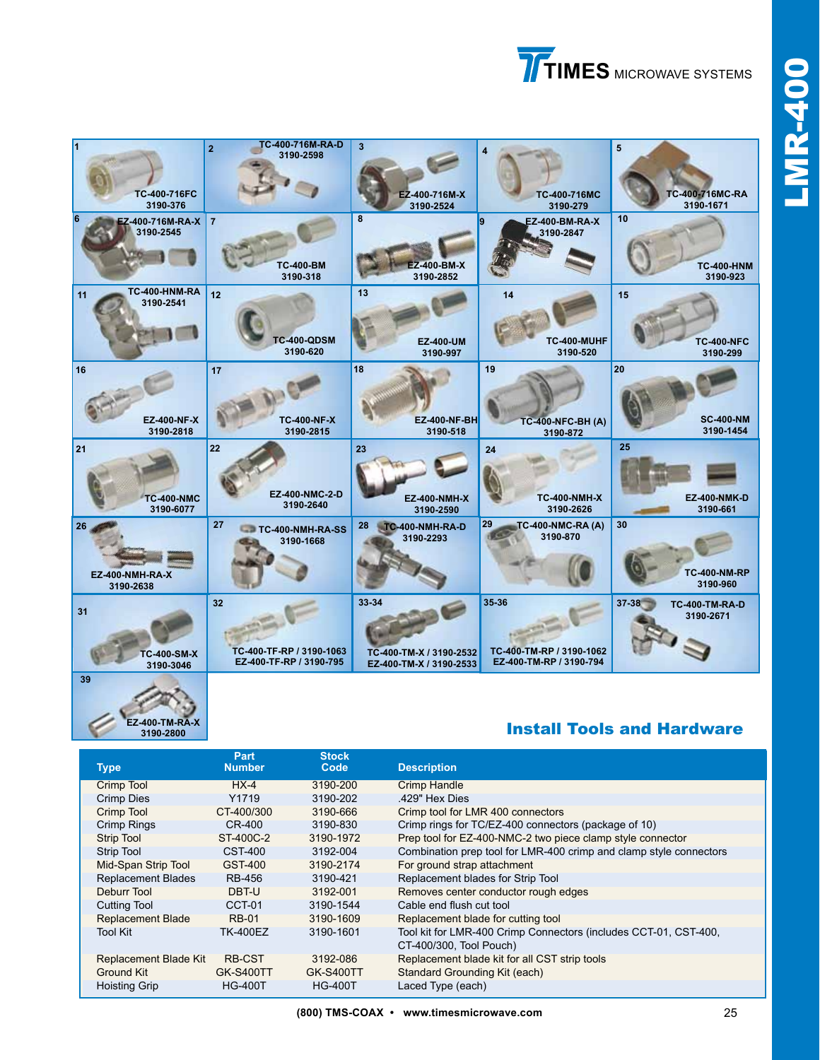TIMES MICROWAVE SYSTEMS

LMR-400

| | | | | |
|---|---|---|---|---|
| 1 TC-400-716FC 3190-376 | 2 TC-400-716M-RA-D 3190-2598 | 3 EZ-400-716M-X 3190-2524 | 4 TC-400-716MC 3190-279 | 5 TC-400-716MC-RA 3190-1671 |
| 6 EZ-400-716M-RA-X 3190-2545 | 7 TC-400-BM 3190-318 | 8 EZ-400-BM-X 3190-2852 | 9 EZ-400-BM-RA-X 3190-2847 | 10 TC-400-HNM 3190-923 |
| 11 TC-400-HNM-RA 3190-2541 | 12 TC-400-QDSM 3190-620 | 13 EZ-400-UM 3190-997 | 14 TC-400-MUHF 3190-520 | 15 TC-400-NFC 3190-299 |
| 16 EZ-400-NF-X 3190-2818 | 17 TC-400-NF-X 3190-2815 | 18 EZ-400-NF-BH 3190-518 | 19 TC-400-NFC-BH (A) 3190-872 | 20 SC-400-NM 3190-1454 |
| 21 TC-400-NMC 3190-6077 | 22 EZ-400-NMC-2-D 3190-2640 | 23 EZ-400-NMH-X 3190-2590 | 24 TC-400-NMH-X 3190-2626 | 25 EZ-400-NMK-D 3190-661 |
| 26 EZ-400-NMH-RA-X 3190-2638 | 27 TC-400-NMH-RA-SS 3190-1668 | 28 TC-400-NMH-RA-D 3190-2293 | 29 TC-400-NMC-RA (A) 3190-870 | 30 TC-400-NM-RP 3190-960 |
| 31 TC-400-SM-X 3190-3046 | 32 TC-400-TF-RP / 3190-1063 EZ-400-TF-RP / 3190-795 | 33-34 TC-400-TM-X / 3190-2532 EZ-400-TM-X / 3190-2533 | 35-36 TC-400-TM-RP / 3190-1062 EZ-400-TM-RP / 3190-794 | 37-38 TC-400-TM-RA-D 3190-2671 |
| 39 EZ-400-TM-RA-X 3190-2800 | | | | |

## Install Tools and Hardware

| Type | Part Number | Stock Code | Description |
|---|---|---|---|
| Crimp Tool | HX-4 | 3190-200 | Crimp Handle |
| Crimp Dies | Y1719 | 3190-202 | .429" Hex Dies |
| Crimp Tool | CT-400/300 | 3190-666 | Crimp tool for LMR 400 connectors |
| Crimp Rings | CR-400 | 3190-830 | Crimp rings for TC/EZ-400 connectors (package of 10) |
| Strip Tool | ST-400C-2 | 3190-1972 | Prep tool for EZ-400-NMC-2 two piece clamp style connector |
| Strip Tool | CST-400 | 3192-004 | Combination prep tool for LMR-400 crimp and clamp style connectors |
| Mid-Span Strip Tool | GST-400 | 3190-2174 | For ground strap attachment |
| Replacement Blades | RB-456 | 3190-421 | Replacement blades for Strip Tool |
| Deburr Tool | DBT-U | 3192-001 | Removes center conductor rough edges |
| Cutting Tool | CCT-01 | 3190-1544 | Cable end flush cut tool |
| Replacement Blade | RB-01 | 3190-1609 | Replacement blade for cutting tool |
| Tool Kit | TK-400EZ | 3190-1601 | Tool kit for LMR-400 Crimp Connectors (includes CCT-01, CST-400, CT-400/300, Tool Pouch) |
| Replacement Blade Kit | RB-CST | 3192-086 | Replacement blade kit for all CST strip tools |
| Ground Kit | GK-S400TT | GK-S400TT | Standard Grounding Kit (each) |
| Hoisting Grip | HG-400T | HG-400T | Laced Type (each) |

(800) TMS-COAX • www.timesmicrowave.com